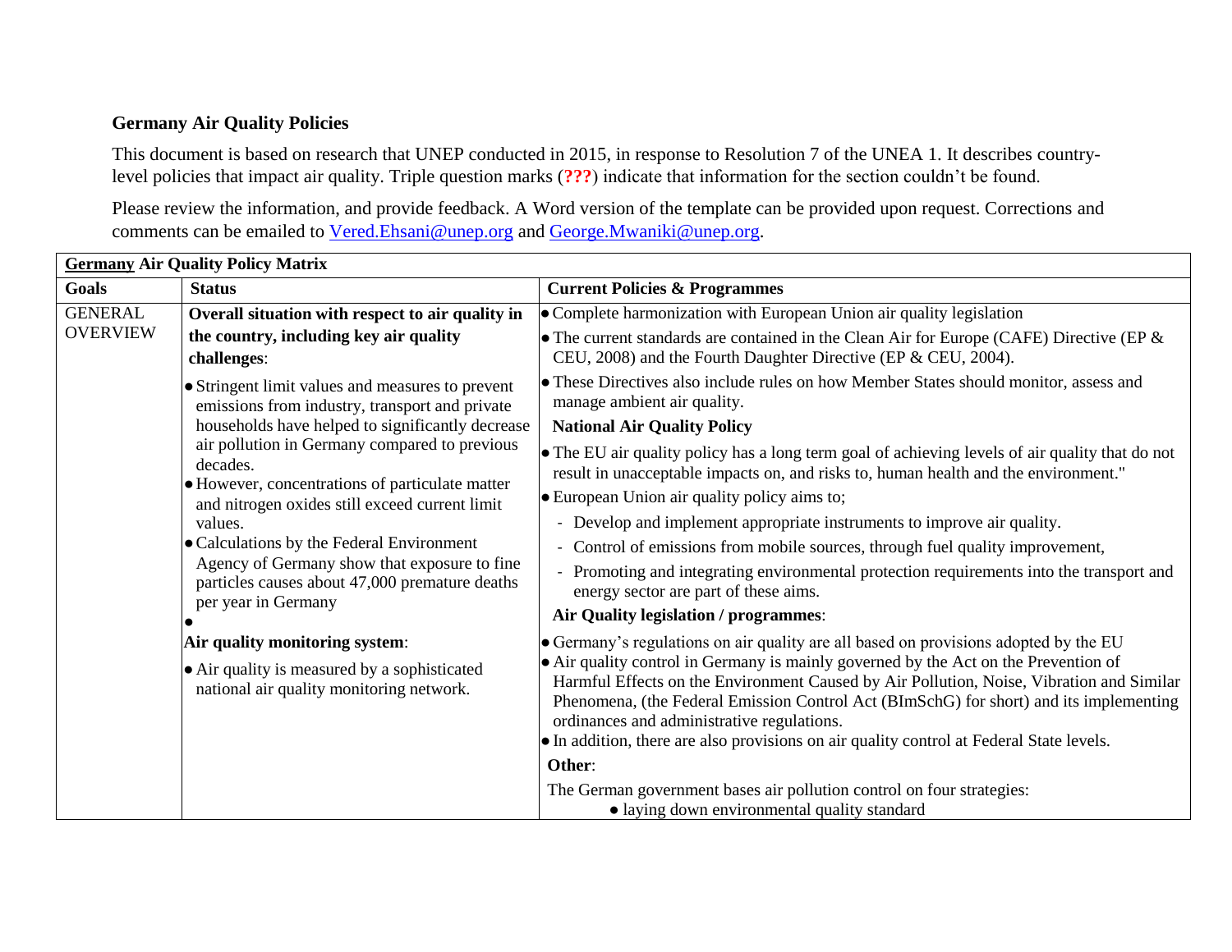**Germany Air Quality Policies**

This document is based on research that UNEP conducted in 2015, in response to Resolution 7 of the UNEA 1. It describes country-level policies that impact air quality. Triple question marks (**???**) indicate that information for the section couldn't be found.

Please review the information, and provide feedback. A Word version of the template can be provided upon request. Corrections and comments can be emailed to [Vered.Ehsani@unep.org](mailto:Vered.Ehsani@unep.org) and [George.Mwaniki@unep.org](mailto:George.Mwaniki@unep.org).

| **Germany Air Quality Policy Matrix** | | |
|---|---|---|
| **Goals** | **Status** | **Current Policies & Programmes** |
| GENERAL OVERVIEW | **Overall situation with respect to air quality in the country, including key air quality challenges**:<br><br>• Stringent limit values and measures to prevent emissions from industry, transport and private households have helped to significantly decrease air pollution in Germany compared to previous decades.<br>• However, concentrations of particulate matter and nitrogen oxides still exceed current limit values.<br>• Calculations by the Federal Environment Agency of Germany show that exposure to fine particles causes about 47,000 premature deaths per year in Germany<br>•<br><br>**Air quality monitoring system**:<br><br>• Air quality is measured by a sophisticated national air quality monitoring network. | • Complete harmonization with European Union air quality legislation<br>• The current standards are contained in the Clean Air for Europe (CAFE) Directive (EP & CEU, 2008) and the Fourth Daughter Directive (EP & CEU, 2004).<br>• These Directives also include rules on how Member States should monitor, assess and manage ambient air quality.<br><br>**National Air Quality Policy**<br><br>• The EU air quality policy has a long term goal of achieving levels of air quality that do not result in unacceptable impacts on, and risks to, human health and the environment."<br>• European Union air quality policy aims to;<br>- Develop and implement appropriate instruments to improve air quality.<br>- Control of emissions from mobile sources, through fuel quality improvement,<br>- Promoting and integrating environmental protection requirements into the transport and energy sector are part of these aims.<br><br>**Air Quality legislation / programmes**:<br><br>• Germany's regulations on air quality are all based on provisions adopted by the EU<br>• Air quality control in Germany is mainly governed by the Act on the Prevention of Harmful Effects on the Environment Caused by Air Pollution, Noise, Vibration and Similar Phenomena, (the Federal Emission Control Act (BImSchG) for short) and its implementing ordinances and administrative regulations.<br>• In addition, there are also provisions on air quality control at Federal State levels.<br><br>**Other**:<br><br>The German government bases air pollution control on four strategies:<br>• laying down environmental quality standard |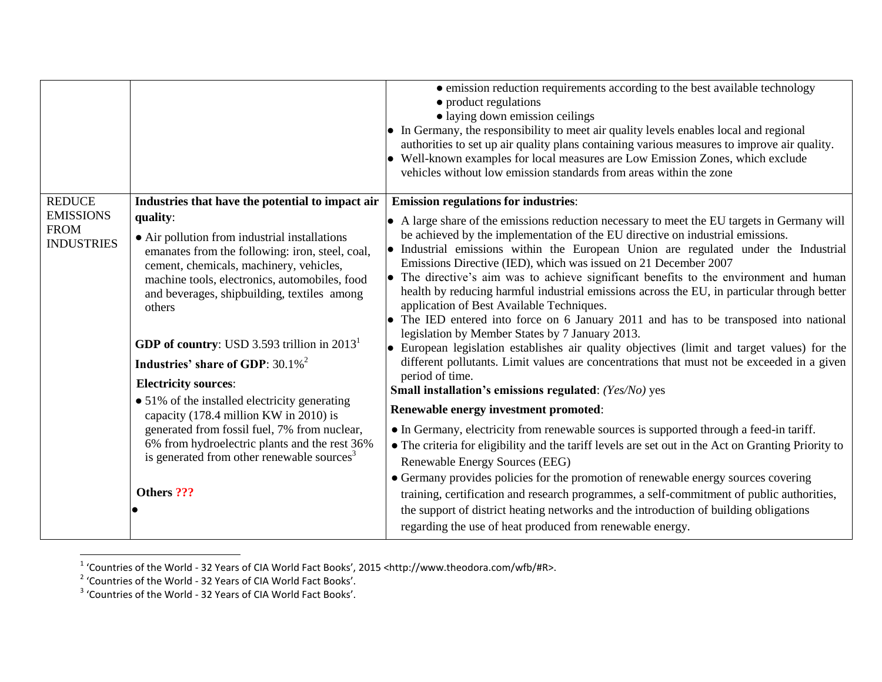| | | |
|---|---|---|
| | | • emission reduction requirements according to the best available technology<br>• product regulations<br>• laying down emission ceilings<br>• In Germany, the responsibility to meet air quality levels enables local and regional authorities to set up air quality plans containing various measures to improve air quality.<br>• Well-known examples for local measures are Low Emission Zones, which exclude vehicles without low emission standards from areas within the zone |
| REDUCE EMISSIONS FROM INDUSTRIES | **Industries that have the potential to impact air quality**:<br>• Air pollution from industrial installations emanates from the following: iron, steel, coal, cement, chemicals, machinery, vehicles, machine tools, electronics, automobiles, food and beverages, shipbuilding, textiles among others<br><br>**GDP of country**: USD 3.593 trillion in 2013[1]<br>**Industries' share of GDP**: 30.1%[2]<br>**Electricity sources**:<br>• 51% of the installed electricity generating capacity (178.4 million KW in 2010) is generated from fossil fuel, 7% from nuclear, 6% from hydroelectric plants and the rest 36% is generated from other renewable sources[3]<br><br>**Others ???**<br>• | **Emission regulations for industries**:<br>• A large share of the emissions reduction necessary to meet the EU targets in Germany will be achieved by the implementation of the EU directive on industrial emissions.<br>• Industrial emissions within the European Union are regulated under the Industrial Emissions Directive (IED), which was issued on 21 December 2007<br>• The directive's aim was to achieve significant benefits to the environment and human health by reducing harmful industrial emissions across the EU, in particular through better application of Best Available Techniques.<br>• The IED entered into force on 6 January 2011 and has to be transposed into national legislation by Member States by 7 January 2013.<br>• European legislation establishes air quality objectives (limit and target values) for the different pollutants. Limit values are concentrations that must not be exceeded in a given period of time.<br>**Small installation's emissions regulated**: *(Yes/No)* yes<br>**Renewable energy investment promoted**:<br>• In Germany, electricity from renewable sources is supported through a feed-in tariff.<br>• The criteria for eligibility and the tariff levels are set out in the Act on Granting Priority to Renewable Energy Sources (EEG)<br>• Germany provides policies for the promotion of renewable energy sources covering training, certification and research programmes, a self-commitment of public authorities, the support of district heating networks and the introduction of building obligations regarding the use of heat produced from renewable energy. |

[1] 'Countries of the World - 32 Years of CIA World Fact Books', 2015 <http://www.theodora.com/wfb/#R>.

[2] 'Countries of the World - 32 Years of CIA World Fact Books'.

[3] 'Countries of the World - 32 Years of CIA World Fact Books'.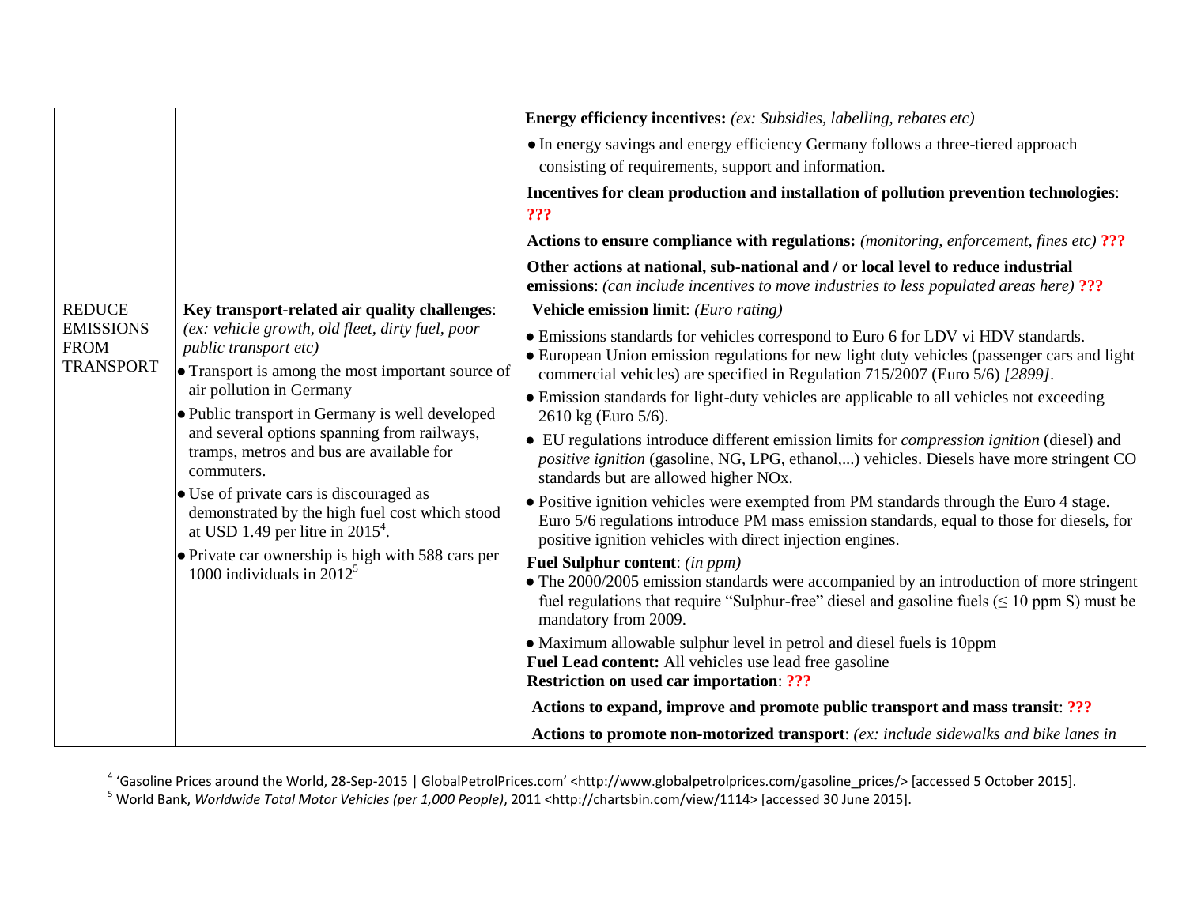| | | |
|---|---|---|
| | | **Energy efficiency incentives:** *(ex: Subsidies, labelling, rebates etc)*<br>• In energy savings and energy efficiency Germany follows a three-tiered approach consisting of requirements, support and information.<br>**Incentives for clean production and installation of pollution prevention technologies**: **???**<br>**Actions to ensure compliance with regulations:** *(monitoring, enforcement, fines etc)* **???**<br>**Other actions at national, sub-national and / or local level to reduce industrial emissions**: *(can include incentives to move industries to less populated areas here)* **???** |
| REDUCE EMISSIONS FROM TRANSPORT | **Key transport-related air quality challenges**: *(ex: vehicle growth, old fleet, dirty fuel, poor public transport etc)*<br>• Transport is among the most important source of air pollution in Germany<br>• Public transport in Germany is well developed and several options spanning from railways, tramps, metros and bus are available for commuters.<br>• Use of private cars is discouraged as demonstrated by the high fuel cost which stood at USD 1.49 per litre in 2015[4].<br>• Private car ownership is high with 588 cars per 1000 individuals in 2012[5] | **Vehicle emission limit**: *(Euro rating)*<br>• Emissions standards for vehicles correspond to Euro 6 for LDV vi HDV standards.<br>• European Union emission regulations for new light duty vehicles (passenger cars and light commercial vehicles) are specified in Regulation 715/2007 (Euro 5/6) *[2899]*.<br>• Emission standards for light-duty vehicles are applicable to all vehicles not exceeding 2610 kg (Euro 5/6).<br>• EU regulations introduce different emission limits for *compression ignition* (diesel) and *positive ignition* (gasoline, NG, LPG, ethanol,...) vehicles. Diesels have more stringent CO standards but are allowed higher NOx.<br>• Positive ignition vehicles were exempted from PM standards through the Euro 4 stage. Euro 5/6 regulations introduce PM mass emission standards, equal to those for diesels, for positive ignition vehicles with direct injection engines.<br>**Fuel Sulphur content**: *(in ppm)*<br>• The 2000/2005 emission standards were accompanied by an introduction of more stringent fuel regulations that require "Sulphur-free" diesel and gasoline fuels (≤ 10 ppm S) must be mandatory from 2009.<br>• Maximum allowable sulphur level in petrol and diesel fuels is 10ppm<br>**Fuel Lead content:** All vehicles use lead free gasoline<br>**Restriction on used car importation**: **???**<br>**Actions to expand, improve and promote public transport and mass transit**: **???**<br>**Actions to promote non-motorized transport**: *(ex: include sidewalks and bike lanes in* |

[4] 'Gasoline Prices around the World, 28-Sep-2015 | GlobalPetrolPrices.com' <http://www.globalpetrolprices.com/gasoline_prices/> [accessed 5 October 2015].

[5] World Bank, *Worldwide Total Motor Vehicles (per 1,000 People)*, 2011 <http://chartsbin.com/view/1114> [accessed 30 June 2015].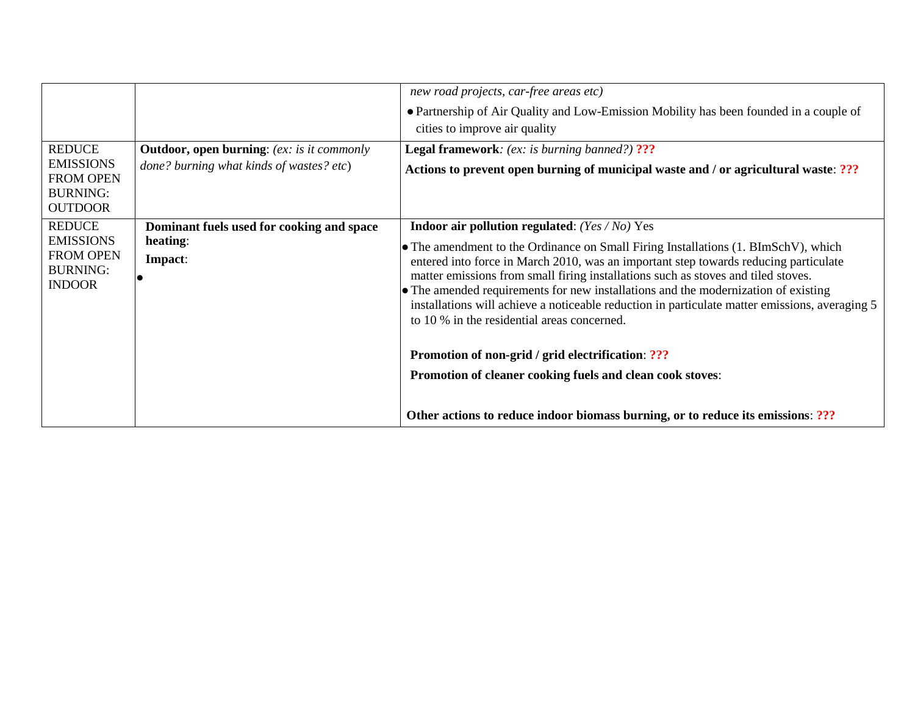| | | |
|---|---|---|
| | | *new road projects, car-free areas etc)*<br>• Partnership of Air Quality and Low-Emission Mobility has been founded in a couple of cities to improve air quality |
| REDUCE EMISSIONS FROM OPEN BURNING: OUTDOOR | **Outdoor, open burning**: *(ex: is it commonly done? burning what kinds of wastes? etc*) | **Legal framework***: (ex: is burning banned?)* **???**<br>**Actions to prevent open burning of municipal waste and / or agricultural waste**: **???** |
| REDUCE EMISSIONS FROM OPEN BURNING: INDOOR | **Dominant fuels used for cooking and space heating**:<br>**Impact**:<br>• | **Indoor air pollution regulated**: *(Yes / No)* Yes<br>• The amendment to the Ordinance on Small Firing Installations (1. BImSchV), which entered into force in March 2010, was an important step towards reducing particulate matter emissions from small firing installations such as stoves and tiled stoves.<br>• The amended requirements for new installations and the modernization of existing installations will achieve a noticeable reduction in particulate matter emissions, averaging 5 to 10 % in the residential areas concerned.<br>**Promotion of non-grid / grid electrification**: **???**<br>**Promotion of cleaner cooking fuels and clean cook stoves**:<br>**Other actions to reduce indoor biomass burning, or to reduce its emissions**: **???** |